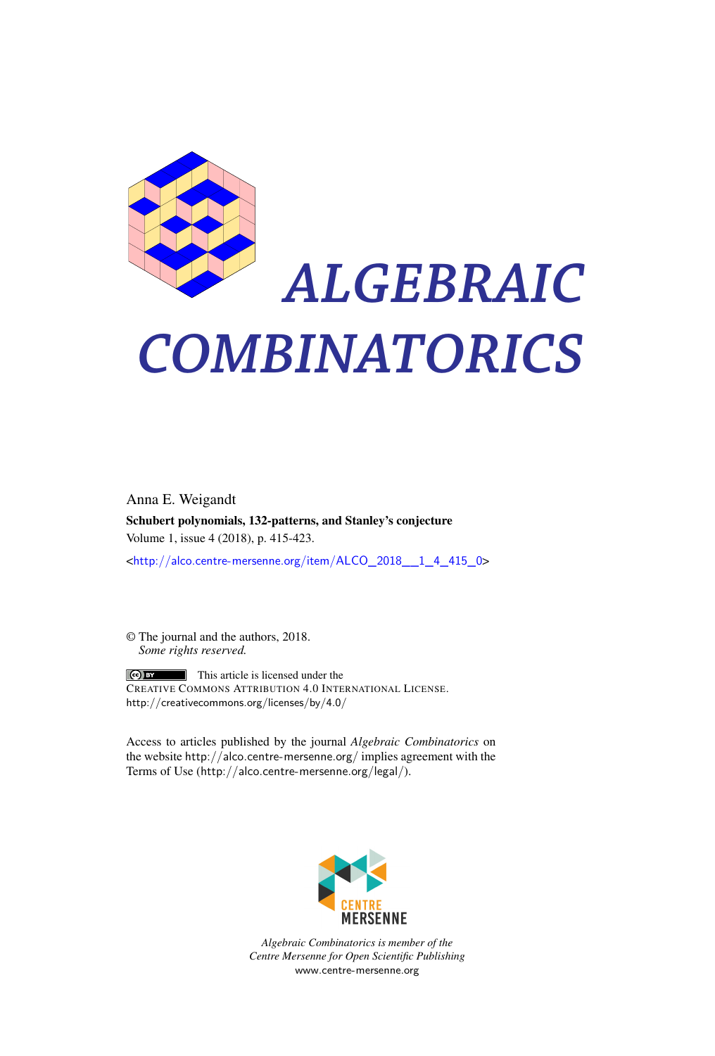# ALGEBRAIC COMBINATORICS

Anna E. Weigandt

**Schubert polynomials, 132-patterns, and Stanley's conjecture**

Volume 1, issue 4 (2018), p. 415-423.

<http://alco.centre-mersenne.org/item/ALCO_2018__1_4_415_0>

© The journal and the authors, 2018.
*Some rights reserved.*

This article is licensed under the
CREATIVE COMMONS ATTRIBUTION 4.0 INTERNATIONAL LICENSE.
http://creativecommons.org/licenses/by/4.0/

Access to articles published by the journal *Algebraic Combinatorics* on the website http://alco.centre-mersenne.org/ implies agreement with the Terms of Use (http://alco.centre-mersenne.org/legal/).

CENTRE MERSENNE

*Algebraic Combinatorics is member of the Centre Mersenne for Open Scientific Publishing*
www.centre-mersenne.org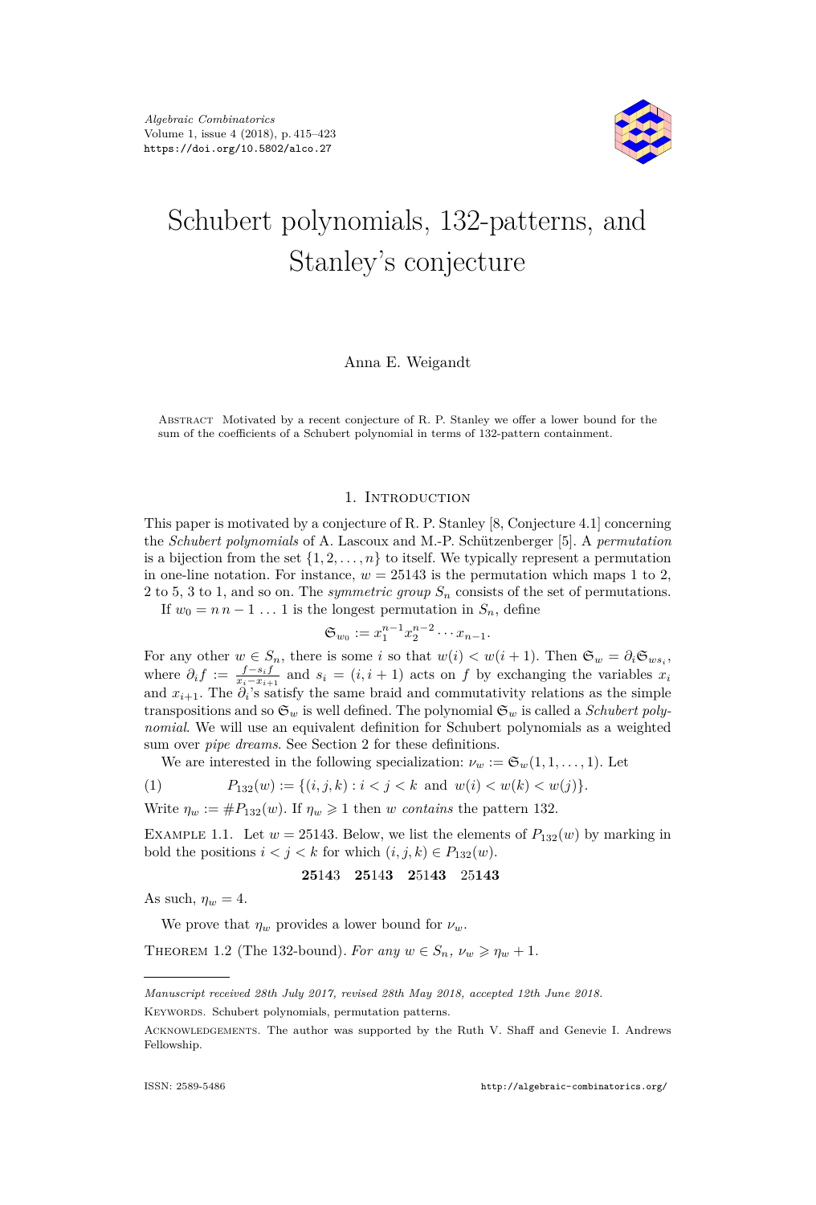*Algebraic Combinatorics*
Volume 1, issue 4 (2018), p. 415–423
https://doi.org/10.5802/alco.27

# Schubert polynomials, 132-patterns, and Stanley's conjecture

Anna E. Weigandt

Abstract Motivated by a recent conjecture of R. P. Stanley we offer a lower bound for the sum of the coefficients of a Schubert polynomial in terms of 132-pattern containment.

## 1. Introduction

This paper is motivated by a conjecture of R. P. Stanley [8, Conjecture 4.1] concerning the *Schubert polynomials* of A. Lascoux and M.-P. Schützenberger [5]. A *permutation* is a bijection from the set $\{1, 2, \ldots, n\}$ to itself. We typically represent a permutation in one-line notation. For instance, $w = 25143$ is the permutation which maps 1 to 2, 2 to 5, 3 to 1, and so on. The *symmetric group* $S_n$ consists of the set of permutations.

If $w_0 = n\, n-1 \ldots 1$ is the longest permutation in $S_n$, define

$$\mathfrak{S}_{w_0} := x_1^{n-1} x_2^{n-2} \cdots x_{n-1}.$$

For any other $w \in S_n$, there is some $i$ so that $w(i) < w(i+1)$. Then $\mathfrak{S}_w = \partial_i \mathfrak{S}_{ws_i}$, where $\partial_i f := \frac{f - s_i f}{x_i - x_{i+1}}$ and $s_i = (i, i+1)$ acts on $f$ by exchanging the variables $x_i$ and $x_{i+1}$. The $\partial_i$'s satisfy the same braid and commutativity relations as the simple transpositions and so $\mathfrak{S}_w$ is well defined. The polynomial $\mathfrak{S}_w$ is called a *Schubert polynomial*. We will use an equivalent definition for Schubert polynomials as a weighted sum over *pipe dreams*. See Section 2 for these definitions.

We are interested in the following specialization: $\nu_w := \mathfrak{S}_w(1, 1, \ldots, 1)$. Let

$$P_{132}(w) := \{(i, j, k) : i < j < k \text{ and } w(i) < w(k) < w(j)\}. \tag{1}$$

Write $\eta_w := \#P_{132}(w)$. If $\eta_w \geqslant 1$ then $w$ *contains* the pattern 132.

Example 1.1. Let $w = 25143$. Below, we list the elements of $P_{132}(w)$ by marking in bold the positions $i < j < k$ for which $(i, j, k) \in P_{132}(w)$.

**25**1**4**3   **25**14**3**   **2**5**1**4**3**... 

**251**4**3** — as printed: **25**1**4**3 **25**14**3** **2**51**43** 25**143**

As such, $\eta_w = 4$.

We prove that $\eta_w$ provides a lower bound for $\nu_w$.

Theorem 1.2 (The 132-bound). *For any $w \in S_n$, $\nu_w \geqslant \eta_w + 1$.*

---

*Manuscript received 28th July 2017, revised 28th May 2018, accepted 12th June 2018.*

Keywords. Schubert polynomials, permutation patterns.

Acknowledgements. The author was supported by the Ruth V. Shaff and Genevie I. Andrews Fellowship.

ISSN: 2589-5486 http://algebraic-combinatorics.org/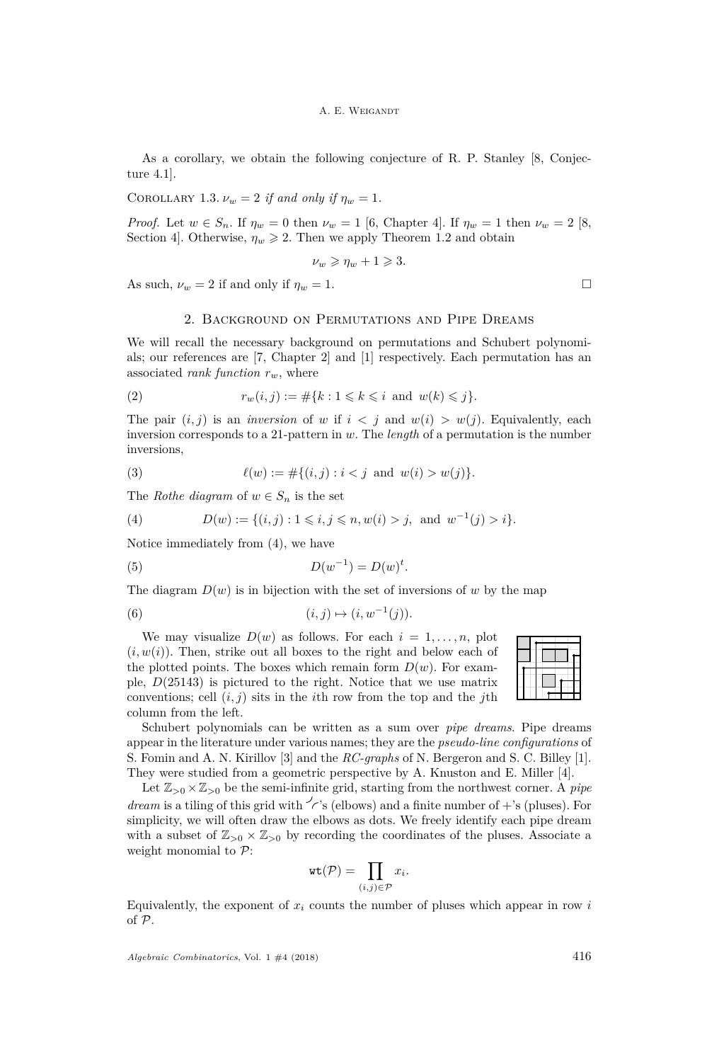As a corollary, we obtain the following conjecture of R. P. Stanley [8, Conjecture 4.1].

Corollary 1.3. *$\nu_w = 2$ if and only if $\eta_w = 1$.*

*Proof.* Let $w \in S_n$. If $\eta_w = 0$ then $\nu_w = 1$ [6, Chapter 4]. If $\eta_w = 1$ then $\nu_w = 2$ [8, Section 4]. Otherwise, $\eta_w \geqslant 2$. Then we apply Theorem 1.2 and obtain

$$\nu_w \geqslant \eta_w + 1 \geqslant 3.$$

As such, $\nu_w = 2$ if and only if $\eta_w = 1$. □

## 2. Background on Permutations and Pipe Dreams

We will recall the necessary background on permutations and Schubert polynomials; our references are [7, Chapter 2] and [1] respectively. Each permutation has an associated *rank function* $r_w$, where

$$r_w(i,j) := \#\{k : 1 \leqslant k \leqslant i \text{ and } w(k) \leqslant j\}. \tag{2}$$

The pair $(i,j)$ is an *inversion* of $w$ if $i < j$ and $w(i) > w(j)$. Equivalently, each inversion corresponds to a 21-pattern in $w$. The *length* of a permutation is the number inversions,

$$\ell(w) := \#\{(i,j) : i < j \text{ and } w(i) > w(j)\}. \tag{3}$$

The *Rothe diagram* of $w \in S_n$ is the set

$$D(w) := \{(i,j) : 1 \leqslant i,j \leqslant n, w(i) > j, \text{ and } w^{-1}(j) > i\}. \tag{4}$$

Notice immediately from (4), we have

$$D(w^{-1}) = D(w)^t. \tag{5}$$

The diagram $D(w)$ is in bijection with the set of inversions of $w$ by the map

$$(i,j) \mapsto (i, w^{-1}(j)). \tag{6}$$

We may visualize $D(w)$ as follows. For each $i = 1, \ldots, n$, plot $(i, w(i))$. Then, strike out all boxes to the right and below each of the plotted points. The boxes which remain form $D(w)$. For example, $D(25143)$ is pictured to the right. Notice that we use matrix conventions; cell $(i,j)$ sits in the $i$th row from the top and the $j$th column from the left.

Schubert polynomials can be written as a sum over *pipe dreams*. Pipe dreams appear in the literature under various names; they are the *pseudo-line configurations* of S. Fomin and A. N. Kirillov [3] and the *RC-graphs* of N. Bergeron and S. C. Billey [1]. They were studied from a geometric perspective by A. Knuston and E. Miller [4].

Let $\mathbb{Z}_{>0} \times \mathbb{Z}_{>0}$ be the semi-infinite grid, starting from the northwest corner. A *pipe dream* is a tiling of this grid with elbows's (elbows) and a finite number of +'s (pluses). For simplicity, we will often draw the elbows as dots. We freely identify each pipe dream with a subset of $\mathbb{Z}_{>0} \times \mathbb{Z}_{>0}$ by recording the coordinates of the pluses. Associate a weight monomial to $\mathcal{P}$:

$$\mathtt{wt}(\mathcal{P}) = \prod_{(i,j) \in \mathcal{P}} x_i.$$

Equivalently, the exponent of $x_i$ counts the number of pluses which appear in row $i$ of $\mathcal{P}$.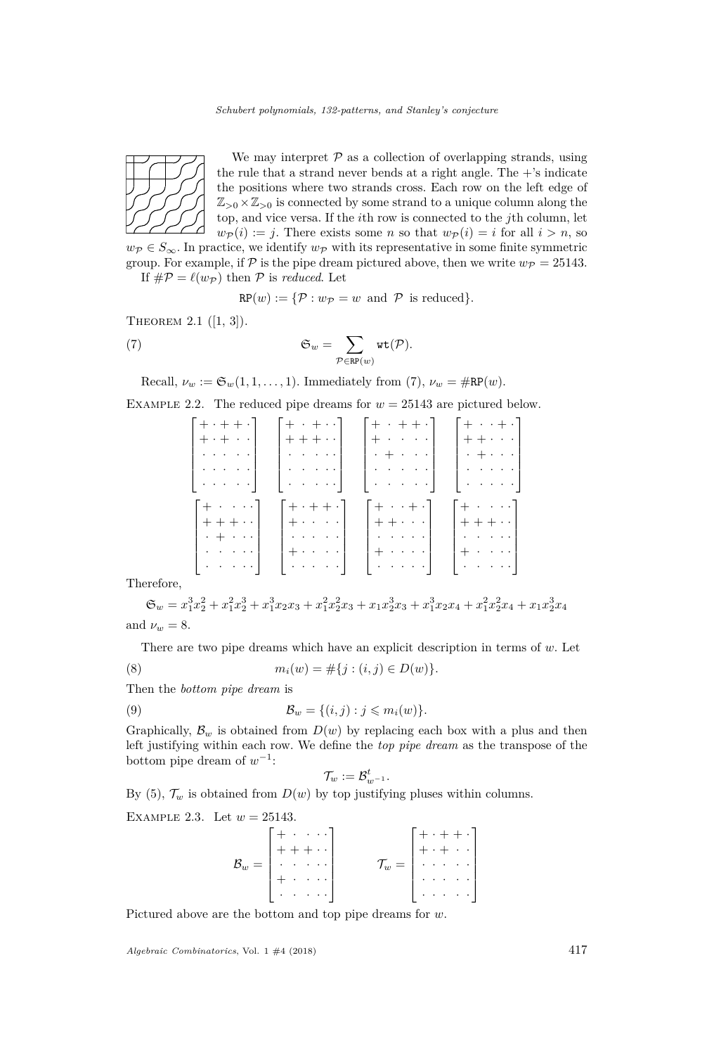We may interpret $\mathcal{P}$ as a collection of overlapping strands, using the rule that a strand never bends at a right angle. The $+$'s indicate the positions where two strands cross. Each row on the left edge of $\mathbb{Z}_{>0} \times \mathbb{Z}_{>0}$ is connected by some strand to a unique column along the top, and vice versa. If the $i$th row is connected to the $j$th column, let $w_{\mathcal{P}}(i) := j$. There exists some $n$ so that $w_{\mathcal{P}}(i) = i$ for all $i > n$, so $w_{\mathcal{P}} \in S_\infty$. In practice, we identify $w_{\mathcal{P}}$ with its representative in some finite symmetric group. For example, if $\mathcal{P}$ is the pipe dream pictured above, then we write $w_{\mathcal{P}} = 25143$.

If $\#\mathcal{P} = \ell(w_{\mathcal{P}})$ then $\mathcal{P}$ is *reduced*. Let

$$\mathtt{RP}(w) := \{\mathcal{P} : w_{\mathcal{P}} = w \text{ and } \mathcal{P} \text{ is reduced}\}.$$

Theorem 2.1 ([1, 3]).

$$\mathfrak{S}_w = \sum_{\mathcal{P} \in \mathtt{RP}(w)} \mathtt{wt}(\mathcal{P}). \tag{7}$$

Recall, $\nu_w := \mathfrak{S}_w(1, 1, \ldots, 1)$. Immediately from (7), $\nu_w = \#\mathtt{RP}(w)$.

Example 2.2. The reduced pipe dreams for $w = 25143$ are pictured below.

$$\begin{bmatrix} + & \cdot & + & + & \cdot \\ + & \cdot & + & \cdot & \cdot \\ \cdot & \cdot & \cdot & \cdot & \cdot \\ \cdot & \cdot & \cdot & \cdot & \cdot \\ \cdot & \cdot & \cdot & \cdot & \cdot \end{bmatrix} \quad \begin{bmatrix} + & \cdot & + & \cdot & \cdot \\ + & + & + & \cdot & \cdot \\ \cdot & \cdot & \cdot & \cdot & \cdot \\ \cdot & \cdot & \cdot & \cdot & \cdot \\ \cdot & \cdot & \cdot & \cdot & \cdot \end{bmatrix} \quad \begin{bmatrix} + & \cdot & + & + & \cdot \\ + & \cdot & \cdot & \cdot & \cdot \\ \cdot & + & \cdot & \cdot & \cdot \\ \cdot & \cdot & \cdot & \cdot & \cdot \\ \cdot & \cdot & \cdot & \cdot & \cdot \end{bmatrix} \quad \begin{bmatrix} + & \cdot & \cdot & + & \cdot \\ + & + & \cdot & \cdot & \cdot \\ \cdot & + & \cdot & \cdot & \cdot \\ \cdot & \cdot & \cdot & \cdot & \cdot \\ \cdot & \cdot & \cdot & \cdot & \cdot \end{bmatrix}$$

$$\begin{bmatrix} + & \cdot & \cdot & \cdot & \cdot \\ + & + & + & \cdot & \cdot \\ \cdot & + & \cdot & \cdot & \cdot \\ \cdot & \cdot & \cdot & \cdot & \cdot \\ \cdot & \cdot & \cdot & \cdot & \cdot \end{bmatrix} \quad \begin{bmatrix} + & \cdot & + & + & \cdot \\ + & \cdot & \cdot & \cdot & \cdot \\ \cdot & \cdot & \cdot & \cdot & \cdot \\ + & \cdot & \cdot & \cdot & \cdot \\ \cdot & \cdot & \cdot & \cdot & \cdot \end{bmatrix} \quad \begin{bmatrix} + & \cdot & \cdot & + & \cdot \\ + & + & \cdot & \cdot & \cdot \\ \cdot & \cdot & \cdot & \cdot & \cdot \\ + & \cdot & \cdot & \cdot & \cdot \\ \cdot & \cdot & \cdot & \cdot & \cdot \end{bmatrix} \quad \begin{bmatrix} + & \cdot & \cdot & \cdot & \cdot \\ + & + & + & \cdot & \cdot \\ \cdot & \cdot & \cdot & \cdot & \cdot \\ + & \cdot & \cdot & \cdot & \cdot \\ \cdot & \cdot & \cdot & \cdot & \cdot \end{bmatrix}$$

Therefore,

$$\mathfrak{S}_w = x_1^3x_2^2 + x_1^2x_2^3 + x_1^3x_2x_3 + x_1^2x_2^2x_3 + x_1x_2^3x_3 + x_1^3x_2x_4 + x_1^2x_2^2x_4 + x_1x_2^3x_4$$

and $\nu_w = 8$.

There are two pipe dreams which have an explicit description in terms of $w$. Let

$$m_i(w) = \#\{j : (i,j) \in D(w)\}. \tag{8}$$

Then the *bottom pipe dream* is

$$\mathcal{B}_w = \{(i,j) : j \leqslant m_i(w)\}. \tag{9}$$

Graphically, $\mathcal{B}_w$ is obtained from $D(w)$ by replacing each box with a plus and then left justifying within each row. We define the *top pipe dream* as the transpose of the bottom pipe dream of $w^{-1}$:

$$\mathcal{T}_w := \mathcal{B}^t_{w^{-1}}.$$

By (5), $\mathcal{T}_w$ is obtained from $D(w)$ by top justifying pluses within columns.

Example 2.3. Let $w = 25143$.

$$\mathcal{B}_w = \begin{bmatrix} + & \cdot & \cdot & \cdot & \cdot \\ + & + & + & \cdot & \cdot \\ \cdot & \cdot & \cdot & \cdot & \cdot \\ + & \cdot & \cdot & \cdot & \cdot \\ \cdot & \cdot & \cdot & \cdot & \cdot \end{bmatrix} \qquad \mathcal{T}_w = \begin{bmatrix} + & \cdot & + & + & \cdot \\ + & \cdot & + & \cdot & \cdot \\ \cdot & \cdot & \cdot & \cdot & \cdot \\ \cdot & \cdot & \cdot & \cdot & \cdot \\ \cdot & \cdot & \cdot & \cdot & \cdot \end{bmatrix}$$

Pictured above are the bottom and top pipe dreams for $w$.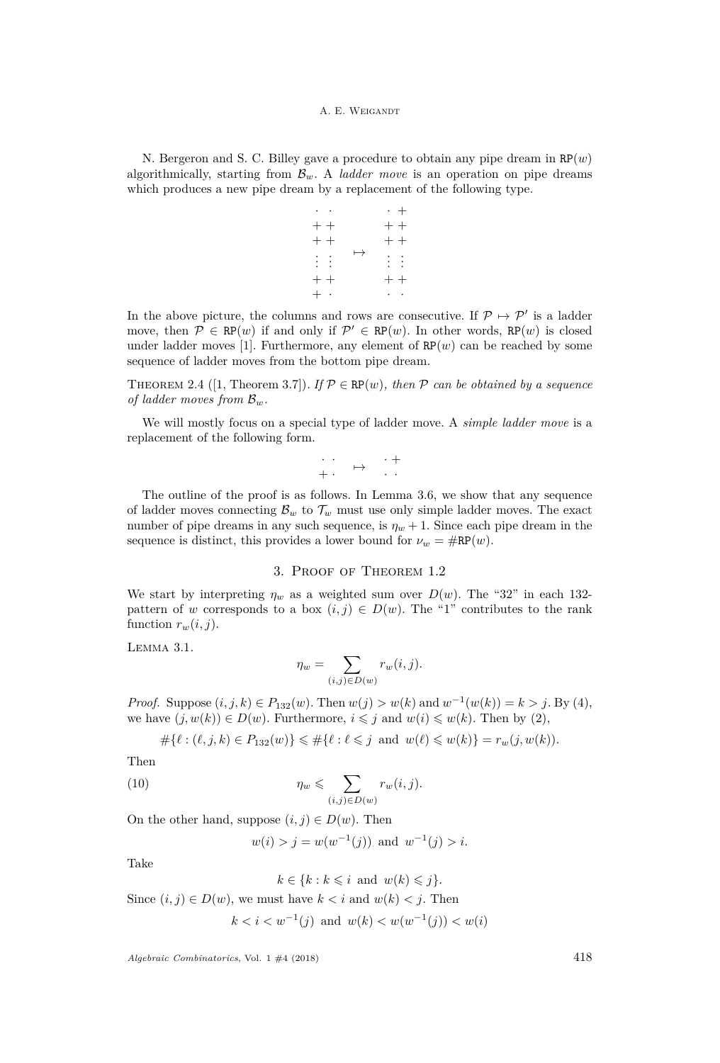N. Bergeron and S. C. Billey gave a procedure to obtain any pipe dream in $\mathtt{RP}(w)$ algorithmically, starting from $\mathcal{B}_w$. A *ladder move* is an operation on pipe dreams which produces a new pipe dream by a replacement of the following type.

$$\begin{matrix} \cdot & \cdot \\ + & + \\ + & + \\ \vdots & \vdots \\ + & + \\ + & \cdot \end{matrix} \quad \mapsto \quad \begin{matrix} \cdot & + \\ + & + \\ + & + \\ \vdots & \vdots \\ + & + \\ \cdot & \cdot \end{matrix}$$

In the above picture, the columns and rows are consecutive. If $\mathcal{P} \mapsto \mathcal{P}'$ is a ladder move, then $\mathcal{P} \in \mathtt{RP}(w)$ if and only if $\mathcal{P}' \in \mathtt{RP}(w)$. In other words, $\mathtt{RP}(w)$ is closed under ladder moves [1]. Furthermore, any element of $\mathtt{RP}(w)$ can be reached by some sequence of ladder moves from the bottom pipe dream.

Theorem 2.4 ([1, Theorem 3.7]). *If $\mathcal{P} \in \mathtt{RP}(w)$, then $\mathcal{P}$ can be obtained by a sequence of ladder moves from $\mathcal{B}_w$.*

We will mostly focus on a special type of ladder move. A *simple ladder move* is a replacement of the following form.

$$\begin{matrix} \cdot & \cdot \\ + & \cdot \end{matrix} \quad \mapsto \quad \begin{matrix} \cdot & + \\ \cdot & \cdot \end{matrix}$$

The outline of the proof is as follows. In Lemma 3.6, we show that any sequence of ladder moves connecting $\mathcal{B}_w$ to $\mathcal{T}_w$ must use only simple ladder moves. The exact number of pipe dreams in any such sequence, is $\eta_w + 1$. Since each pipe dream in the sequence is distinct, this provides a lower bound for $\nu_w = \#\mathtt{RP}(w)$.

## 3. Proof of Theorem 1.2

We start by interpreting $\eta_w$ as a weighted sum over $D(w)$. The "32" in each 132-pattern of $w$ corresponds to a box $(i,j) \in D(w)$. The "1" contributes to the rank function $r_w(i,j)$.

Lemma 3.1.

$$\eta_w = \sum_{(i,j)\in D(w)} r_w(i,j).$$

*Proof.* Suppose $(i,j,k) \in P_{132}(w)$. Then $w(j) > w(k)$ and $w^{-1}(w(k)) = k > j$. By (4), we have $(j, w(k)) \in D(w)$. Furthermore, $i \leqslant j$ and $w(i) \leqslant w(k)$. Then by (2),

$$\#\{\ell : (\ell, j, k) \in P_{132}(w)\} \leqslant \#\{\ell : \ell \leqslant j \text{ and } w(\ell) \leqslant w(k)\} = r_w(j, w(k)).$$

Then

$$\eta_w \leqslant \sum_{(i,j)\in D(w)} r_w(i,j). \tag{10}$$

On the other hand, suppose $(i,j) \in D(w)$. Then

$$w(i) > j = w(w^{-1}(j)) \text{ and } w^{-1}(j) > i.$$

Take

$$k \in \{k : k \leqslant i \text{ and } w(k) \leqslant j\}.$$

Since $(i,j) \in D(w)$, we must have $k < i$ and $w(k) < j$. Then

$$k < i < w^{-1}(j) \text{ and } w(k) < w(w^{-1}(j)) < w(i)$$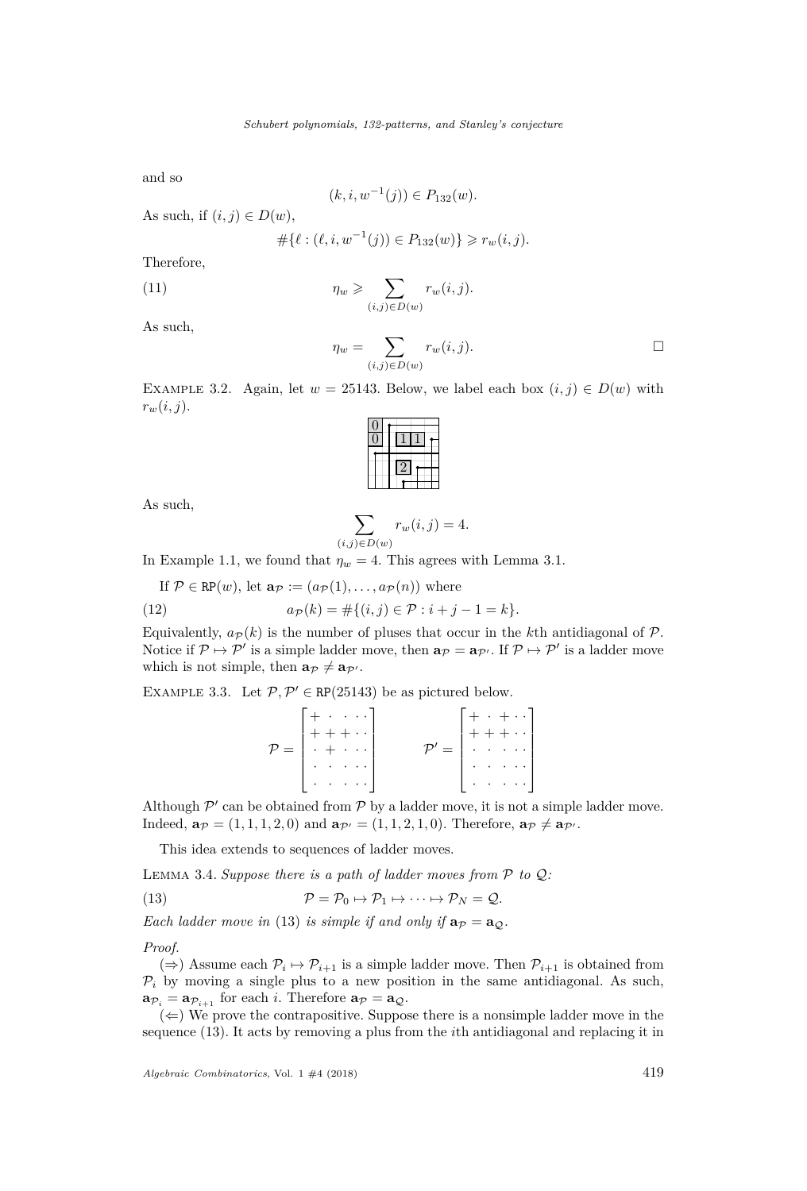and so

$$(k, i, w^{-1}(j)) \in P_{132}(w).$$

As such, if $(i,j) \in D(w)$,

$$\#\{\ell : (\ell, i, w^{-1}(j)) \in P_{132}(w)\} \geqslant r_w(i,j).$$

Therefore,

$$\eta_w \geqslant \sum_{(i,j)\in D(w)} r_w(i,j). \tag{11}$$

As such,

$$\eta_w = \sum_{(i,j)\in D(w)} r_w(i,j). \qquad \square$$

Example 3.2. Again, let $w = 25143$. Below, we label each box $(i,j) \in D(w)$ with $r_w(i,j)$.

As such,

$$\sum_{(i,j)\in D(w)} r_w(i,j) = 4.$$

In Example 1.1, we found that $\eta_w = 4$. This agrees with Lemma 3.1.

If $\mathcal{P} \in \texttt{RP}(w)$, let $\mathbf{a}_{\mathcal{P}} := (a_{\mathcal{P}}(1), \ldots, a_{\mathcal{P}}(n))$ where

$$a_{\mathcal{P}}(k) = \#\{(i,j) \in \mathcal{P} : i + j - 1 = k\}. \tag{12}$$

Equivalently, $a_{\mathcal{P}}(k)$ is the number of pluses that occur in the $k$th antidiagonal of $\mathcal{P}$. Notice if $\mathcal{P} \mapsto \mathcal{P}'$ is a simple ladder move, then $\mathbf{a}_{\mathcal{P}} = \mathbf{a}_{\mathcal{P}'}$. If $\mathcal{P} \mapsto \mathcal{P}'$ is a ladder move which is not simple, then $\mathbf{a}_{\mathcal{P}} \neq \mathbf{a}_{\mathcal{P}'}$.

Example 3.3. Let $\mathcal{P}, \mathcal{P}' \in \texttt{RP}(25143)$ be as pictured below.

$$\mathcal{P} = \begin{bmatrix} + & \cdot & \cdot & \cdot & \cdot \\ + & + & + & \cdot & \cdot \\ \cdot & + & \cdot & \cdot & \cdot \\ \cdot & \cdot & \cdot & \cdot & \cdot \\ \cdot & \cdot & \cdot & \cdot & \cdot \end{bmatrix} \qquad \mathcal{P}' = \begin{bmatrix} + & \cdot & + & \cdot & \cdot \\ + & + & + & \cdot & \cdot \\ \cdot & \cdot & \cdot & \cdot & \cdot \\ \cdot & \cdot & \cdot & \cdot & \cdot \\ \cdot & \cdot & \cdot & \cdot & \cdot \end{bmatrix}$$

Although $\mathcal{P}'$ can be obtained from $\mathcal{P}$ by a ladder move, it is not a simple ladder move. Indeed, $\mathbf{a}_{\mathcal{P}} = (1,1,1,2,0)$ and $\mathbf{a}_{\mathcal{P}'} = (1,1,2,1,0)$. Therefore, $\mathbf{a}_{\mathcal{P}} \neq \mathbf{a}_{\mathcal{P}'}$.

This idea extends to sequences of ladder moves.

Lemma 3.4. *Suppose there is a path of ladder moves from $\mathcal{P}$ to $\mathcal{Q}$:*

$$\mathcal{P} = \mathcal{P}_0 \mapsto \mathcal{P}_1 \mapsto \cdots \mapsto \mathcal{P}_N = \mathcal{Q}. \tag{13}$$

*Each ladder move in* (13) *is simple if and only if $\mathbf{a}_{\mathcal{P}} = \mathbf{a}_{\mathcal{Q}}$.*

*Proof.*

($\Rightarrow$) Assume each $\mathcal{P}_i \mapsto \mathcal{P}_{i+1}$ is a simple ladder move. Then $\mathcal{P}_{i+1}$ is obtained from $\mathcal{P}_i$ by moving a single plus to a new position in the same antidiagonal. As such, $\mathbf{a}_{\mathcal{P}_i} = \mathbf{a}_{\mathcal{P}_{i+1}}$ for each $i$. Therefore $\mathbf{a}_{\mathcal{P}} = \mathbf{a}_{\mathcal{Q}}$.

($\Leftarrow$) We prove the contrapositive. Suppose there is a nonsimple ladder move in the sequence (13). It acts by removing a plus from the $i$th antidiagonal and replacing it in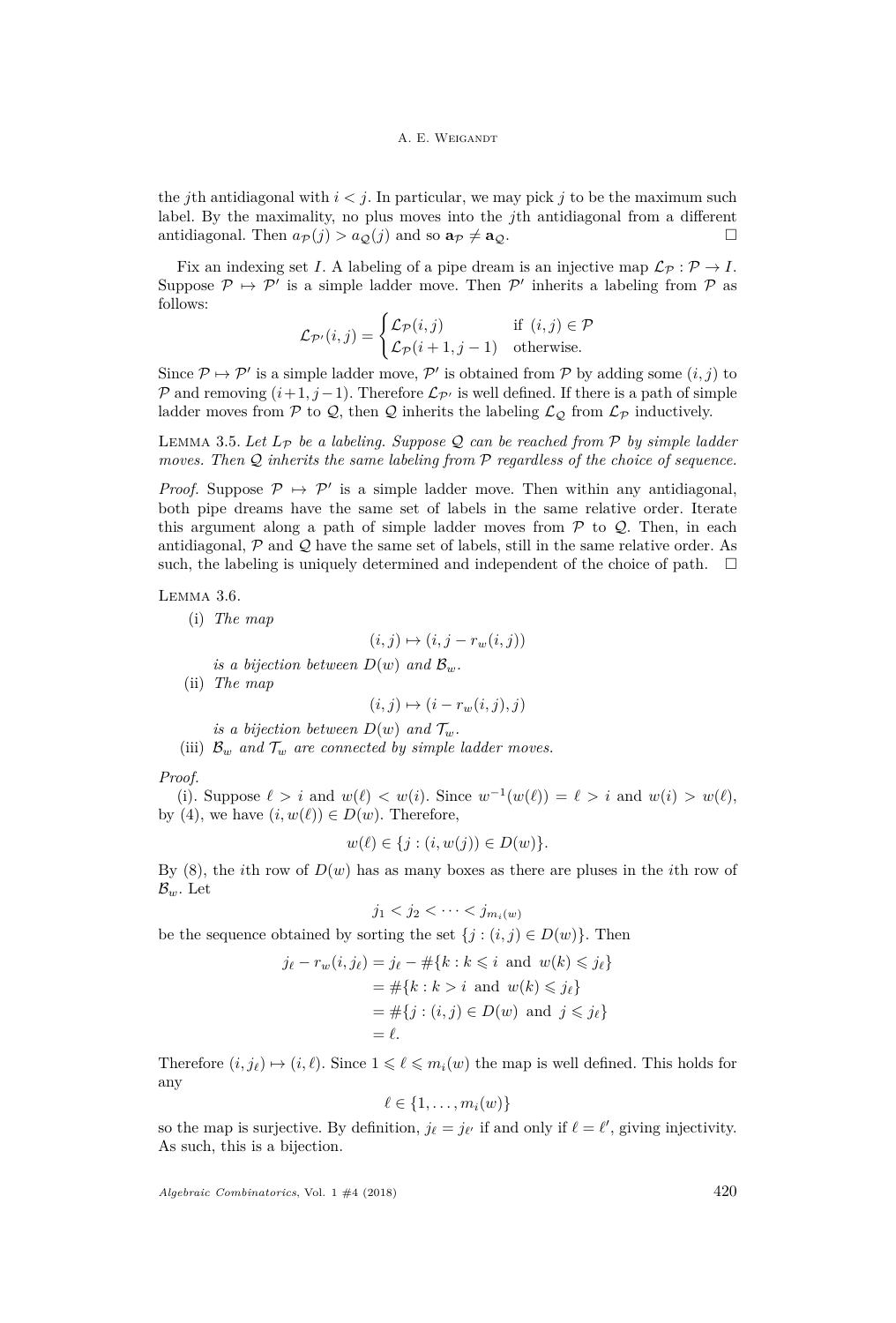the $j$th antidiagonal with $i < j$. In particular, we may pick $j$ to be the maximum such label. By the maximality, no plus moves into the $j$th antidiagonal from a different antidiagonal. Then $a_{\mathcal{P}}(j) > a_{\mathcal{Q}}(j)$ and so $\mathbf{a}_{\mathcal{P}} \neq \mathbf{a}_{\mathcal{Q}}$. □

Fix an indexing set $I$. A labeling of a pipe dream is an injective map $\mathcal{L}_{\mathcal{P}} : \mathcal{P} \to I$. Suppose $\mathcal{P} \mapsto \mathcal{P}'$ is a simple ladder move. Then $\mathcal{P}'$ inherits a labeling from $\mathcal{P}$ as follows:

$$\mathcal{L}_{\mathcal{P}'}(i,j) = \begin{cases} \mathcal{L}_{\mathcal{P}}(i,j) & \text{if } (i,j) \in \mathcal{P} \\ \mathcal{L}_{\mathcal{P}}(i+1,j-1) & \text{otherwise.} \end{cases}$$

Since $\mathcal{P} \mapsto \mathcal{P}'$ is a simple ladder move, $\mathcal{P}'$ is obtained from $\mathcal{P}$ by adding some $(i,j)$ to $\mathcal{P}$ and removing $(i+1, j-1)$. Therefore $\mathcal{L}_{\mathcal{P}'}$ is well defined. If there is a path of simple ladder moves from $\mathcal{P}$ to $\mathcal{Q}$, then $\mathcal{Q}$ inherits the labeling $\mathcal{L}_{\mathcal{Q}}$ from $\mathcal{L}_{\mathcal{P}}$ inductively.

Lemma 3.5. *Let $L_{\mathcal{P}}$ be a labeling. Suppose $\mathcal{Q}$ can be reached from $\mathcal{P}$ by simple ladder moves. Then $\mathcal{Q}$ inherits the same labeling from $\mathcal{P}$ regardless of the choice of sequence.*

*Proof.* Suppose $\mathcal{P} \mapsto \mathcal{P}'$ is a simple ladder move. Then within any antidiagonal, both pipe dreams have the same set of labels in the same relative order. Iterate this argument along a path of simple ladder moves from $\mathcal{P}$ to $\mathcal{Q}$. Then, in each antidiagonal, $\mathcal{P}$ and $\mathcal{Q}$ have the same set of labels, still in the same relative order. As such, the labeling is uniquely determined and independent of the choice of path. □

Lemma 3.6.

(i) *The map*

$$(i,j) \mapsto (i, j - r_w(i,j))$$

*is a bijection between $D(w)$ and $\mathcal{B}_w$.*

(ii) *The map*

$$(i,j) \mapsto (i - r_w(i,j), j)$$

*is a bijection between $D(w)$ and $\mathcal{T}_w$.*

(iii) *$\mathcal{B}_w$ and $\mathcal{T}_w$ are connected by simple ladder moves.*

*Proof.*

(i). Suppose $\ell > i$ and $w(\ell) < w(i)$. Since $w^{-1}(w(\ell)) = \ell > i$ and $w(i) > w(\ell)$, by (4), we have $(i, w(\ell)) \in D(w)$. Therefore,

$$w(\ell) \in \{j : (i, w(j)) \in D(w)\}.$$

By (8), the $i$th row of $D(w)$ has as many boxes as there are pluses in the $i$th row of $\mathcal{B}_w$. Let

$$j_1 < j_2 < \cdots < j_{m_i(w)}$$

be the sequence obtained by sorting the set $\{j : (i,j) \in D(w)\}$. Then

$$\begin{aligned} j_\ell - r_w(i, j_\ell) &= j_\ell - \#\{k : k \leqslant i \text{ and } w(k) \leqslant j_\ell\} \\ &= \#\{k : k > i \text{ and } w(k) \leqslant j_\ell\} \\ &= \#\{j : (i,j) \in D(w) \text{ and } j \leqslant j_\ell\} \\ &= \ell. \end{aligned}$$

Therefore $(i, j_\ell) \mapsto (i, \ell)$. Since $1 \leqslant \ell \leqslant m_i(w)$ the map is well defined. This holds for any

$$\ell \in \{1, \ldots, m_i(w)\}$$

so the map is surjective. By definition, $j_\ell = j_{\ell'}$ if and only if $\ell = \ell'$, giving injectivity. As such, this is a bijection.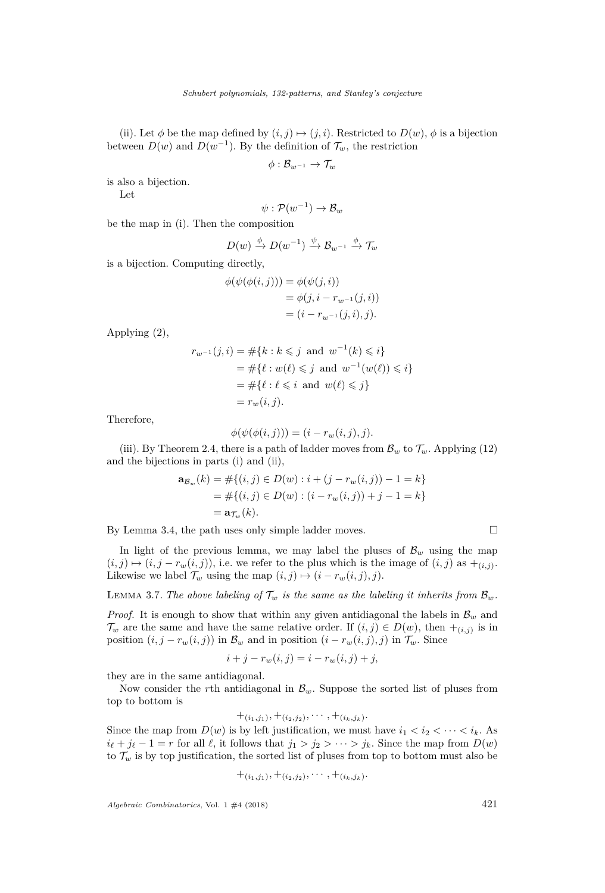(ii). Let $\phi$ be the map defined by $(i,j) \mapsto (j,i)$. Restricted to $D(w)$, $\phi$ is a bijection between $D(w)$ and $D(w^{-1})$. By the definition of $\mathcal{T}_w$, the restriction

$$\phi : \mathcal{B}_{w^{-1}} \to \mathcal{T}_w$$

is also a bijection.

Let

$$\psi : \mathcal{P}(w^{-1}) \to \mathcal{B}_w$$

be the map in (i). Then the composition

$$D(w) \xrightarrow{\phi} D(w^{-1}) \xrightarrow{\psi} \mathcal{B}_{w^{-1}} \xrightarrow{\phi} \mathcal{T}_w$$

is a bijection. Computing directly,

$$\begin{aligned}
\phi(\psi(\phi(i,j))) &= \phi(\psi(j,i)) \\
&= \phi(j, i - r_{w^{-1}}(j,i)) \\
&= (i - r_{w^{-1}}(j,i), j).
\end{aligned}$$

Applying (2),

$$\begin{aligned}
r_{w^{-1}}(j,i) &= \#\{k : k \leqslant j \text{ and } w^{-1}(k) \leqslant i\} \\
&= \#\{\ell : w(\ell) \leqslant j \text{ and } w^{-1}(w(\ell)) \leqslant i\} \\
&= \#\{\ell : \ell \leqslant i \text{ and } w(\ell) \leqslant j\} \\
&= r_w(i,j).
\end{aligned}$$

Therefore,

$$\phi(\psi(\phi(i,j))) = (i - r_w(i,j), j).$$

(iii). By Theorem 2.4, there is a path of ladder moves from $\mathcal{B}_w$ to $\mathcal{T}_w$. Applying (12) and the bijections in parts (i) and (ii),

$$\begin{aligned}
\mathbf{a}_{\mathcal{B}_w}(k) &= \#\{(i,j) \in D(w) : i + (j - r_w(i,j)) - 1 = k\} \\
&= \#\{(i,j) \in D(w) : (i - r_w(i,j)) + j - 1 = k\} \\
&= \mathbf{a}_{\mathcal{T}_w}(k).
\end{aligned}$$

By Lemma 3.4, the path uses only simple ladder moves. $\square$

In light of the previous lemma, we may label the pluses of $\mathcal{B}_w$ using the map $(i,j) \mapsto (i, j - r_w(i,j))$, i.e. we refer to the plus which is the image of $(i,j)$ as $+_{(i,j)}$. Likewise we label $\mathcal{T}_w$ using the map $(i,j) \mapsto (i - r_w(i,j), j)$.

Lemma 3.7. *The above labeling of $\mathcal{T}_w$ is the same as the labeling it inherits from $\mathcal{B}_w$.*

*Proof.* It is enough to show that within any given antidiagonal the labels in $\mathcal{B}_w$ and $\mathcal{T}_w$ are the same and have the same relative order. If $(i,j) \in D(w)$, then $+_{(i,j)}$ is in position $(i, j - r_w(i,j))$ in $\mathcal{B}_w$ and in position $(i - r_w(i,j), j)$ in $\mathcal{T}_w$. Since

$$i + j - r_w(i,j) = i - r_w(i,j) + j,$$

they are in the same antidiagonal.

Now consider the $r$th antidiagonal in $\mathcal{B}_w$. Suppose the sorted list of pluses from top to bottom is

$$+_{(i_1,j_1)}, +_{(i_2,j_2)}, \cdots, +_{(i_k,j_k)}.$$

Since the map from $D(w)$ is by left justification, we must have $i_1 < i_2 < \cdots < i_k$. As $i_\ell + j_\ell - 1 = r$ for all $\ell$, it follows that $j_1 > j_2 > \cdots > j_k$. Since the map from $D(w)$ to $\mathcal{T}_w$ is by top justification, the sorted list of pluses from top to bottom must also be

$$+_{(i_1,j_1)}, +_{(i_2,j_2)}, \cdots, +_{(i_k,j_k)}.$$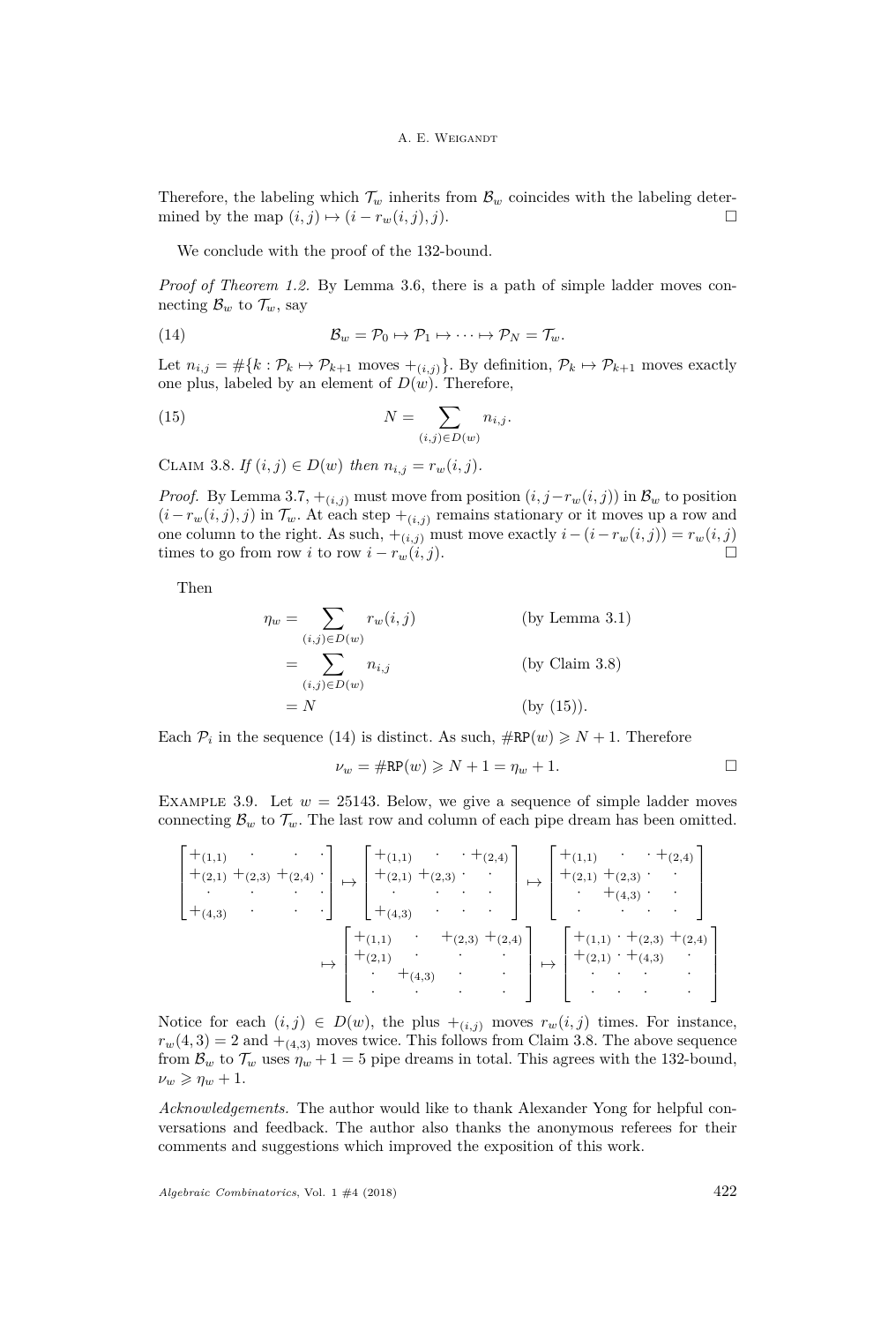Therefore, the labeling which $\mathcal{T}_w$ inherits from $\mathcal{B}_w$ coincides with the labeling determined by the map $(i,j) \mapsto (i - r_w(i,j), j)$. $\square$

We conclude with the proof of the 132-bound.

*Proof of Theorem 1.2.* By Lemma 3.6, there is a path of simple ladder moves connecting $\mathcal{B}_w$ to $\mathcal{T}_w$, say

$$\mathcal{B}_w = \mathcal{P}_0 \mapsto \mathcal{P}_1 \mapsto \cdots \mapsto \mathcal{P}_N = \mathcal{T}_w. \tag{14}$$

Let $n_{i,j} = \#\{k : \mathcal{P}_k \mapsto \mathcal{P}_{k+1} \text{ moves } +_{(i,j)}\}$. By definition, $\mathcal{P}_k \mapsto \mathcal{P}_{k+1}$ moves exactly one plus, labeled by an element of $D(w)$. Therefore,

$$N = \sum_{(i,j) \in D(w)} n_{i,j}. \tag{15}$$

Claim 3.8. *If $(i,j) \in D(w)$ then $n_{i,j} = r_w(i,j)$.*

*Proof.* By Lemma 3.7, $+_{(i,j)}$ must move from position $(i, j - r_w(i,j))$ in $\mathcal{B}_w$ to position $(i - r_w(i,j), j)$ in $\mathcal{T}_w$. At each step $+_{(i,j)}$ remains stationary or it moves up a row and one column to the right. As such, $+_{(i,j)}$ must move exactly $i - (i - r_w(i,j)) = r_w(i,j)$ times to go from row $i$ to row $i - r_w(i,j)$. $\square$

Then

$$\begin{aligned}
\eta_w &= \sum_{(i,j) \in D(w)} r_w(i,j) && \text{(by Lemma 3.1)} \\
&= \sum_{(i,j) \in D(w)} n_{i,j} && \text{(by Claim 3.8)} \\
&= N && \text{(by (15))}.
\end{aligned}$$

Each $\mathcal{P}_i$ in the sequence (14) is distinct. As such, $\#\texttt{RP}(w) \geqslant N + 1$. Therefore

$$\nu_w = \#\texttt{RP}(w) \geqslant N + 1 = \eta_w + 1. \qquad \square$$

Example 3.9. Let $w = 25143$. Below, we give a sequence of simple ladder moves connecting $\mathcal{B}_w$ to $\mathcal{T}_w$. The last row and column of each pipe dream has been omitted.

$$\begin{bmatrix} +_{(1,1)} & \cdot & \cdot & \cdot \\ +_{(2,1)} & +_{(2,3)} & +_{(2,4)} & \cdot \\ \cdot & \cdot & \cdot & \cdot \\ +_{(4,3)} & \cdot & \cdot & \cdot \end{bmatrix} \mapsto \begin{bmatrix} +_{(1,1)} & \cdot & \cdot & +_{(2,4)} \\ +_{(2,1)} & +_{(2,3)} & \cdot & \cdot \\ \cdot & \cdot & \cdot & \cdot \\ +_{(4,3)} & \cdot & \cdot & \cdot \end{bmatrix} \mapsto \begin{bmatrix} +_{(1,1)} & \cdot & \cdot & +_{(2,4)} \\ +_{(2,1)} & +_{(2,3)} & \cdot & \cdot \\ \cdot & +_{(4,3)} & \cdot & \cdot \\ \cdot & \cdot & \cdot & \cdot \end{bmatrix}$$

$$\mapsto \begin{bmatrix} +_{(1,1)} & \cdot & +_{(2,3)} & +_{(2,4)} \\ +_{(2,1)} & \cdot & \cdot & \cdot \\ \cdot & +_{(4,3)} & \cdot & \cdot \\ \cdot & \cdot & \cdot & \cdot \end{bmatrix} \mapsto \begin{bmatrix} +_{(1,1)} & \cdot & +_{(2,3)} & +_{(2,4)} \\ +_{(2,1)} & \cdot & +_{(4,3)} & \cdot \\ \cdot & \cdot & \cdot & \cdot \\ \cdot & \cdot & \cdot & \cdot \end{bmatrix}$$

Notice for each $(i,j) \in D(w)$, the plus $+_{(i,j)}$ moves $r_w(i,j)$ times. For instance, $r_w(4,3) = 2$ and $+_{(4,3)}$ moves twice. This follows from Claim 3.8. The above sequence from $\mathcal{B}_w$ to $\mathcal{T}_w$ uses $\eta_w + 1 = 5$ pipe dreams in total. This agrees with the 132-bound, $\nu_w \geqslant \eta_w + 1$.

*Acknowledgements.* The author would like to thank Alexander Yong for helpful conversations and feedback. The author also thanks the anonymous referees for their comments and suggestions which improved the exposition of this work.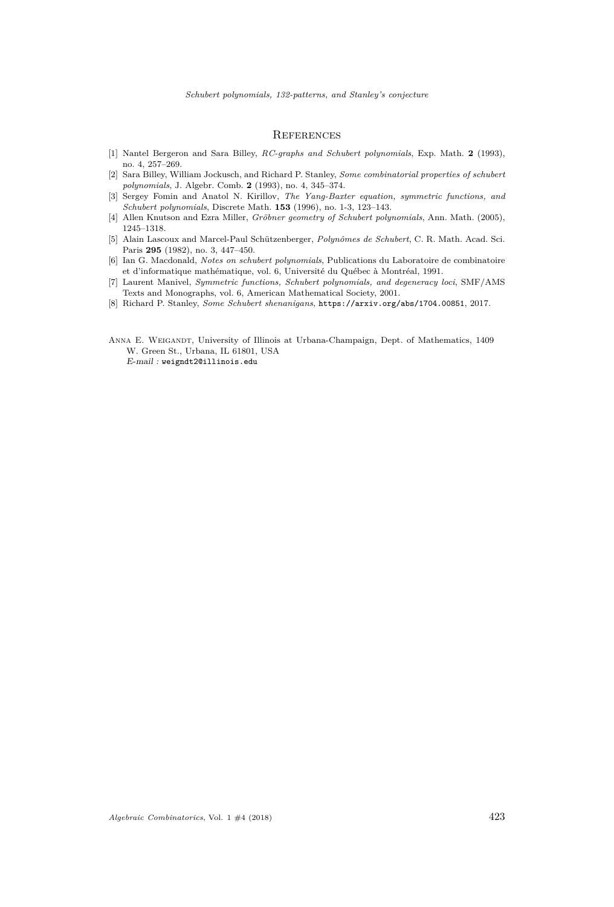## References

[1] Nantel Bergeron and Sara Billey, *RC-graphs and Schubert polynomials*, Exp. Math. **2** (1993), no. 4, 257–269.

[2] Sara Billey, William Jockusch, and Richard P. Stanley, *Some combinatorial properties of schubert polynomials*, J. Algebr. Comb. **2** (1993), no. 4, 345–374.

[3] Sergey Fomin and Anatol N. Kirillov, *The Yang-Baxter equation, symmetric functions, and Schubert polynomials*, Discrete Math. **153** (1996), no. 1-3, 123–143.

[4] Allen Knutson and Ezra Miller, *Gröbner geometry of Schubert polynomials*, Ann. Math. (2005), 1245–1318.

[5] Alain Lascoux and Marcel-Paul Schützenberger, *Polynômes de Schubert*, C. R. Math. Acad. Sci. Paris **295** (1982), no. 3, 447–450.

[6] Ian G. Macdonald, *Notes on schubert polynomials*, Publications du Laboratoire de combinatoire et d'informatique mathématique, vol. 6, Université du Québec à Montréal, 1991.

[7] Laurent Manivel, *Symmetric functions, Schubert polynomials, and degeneracy loci*, SMF/AMS Texts and Monographs, vol. 6, American Mathematical Society, 2001.

[8] Richard P. Stanley, *Some Schubert shenanigans*, https://arxiv.org/abs/1704.00851, 2017.

Anna E. Weigandt, University of Illinois at Urbana-Champaign, Dept. of Mathematics, 1409 W. Green St., Urbana, IL 61801, USA
*E-mail :* weigndt2@illinois.edu